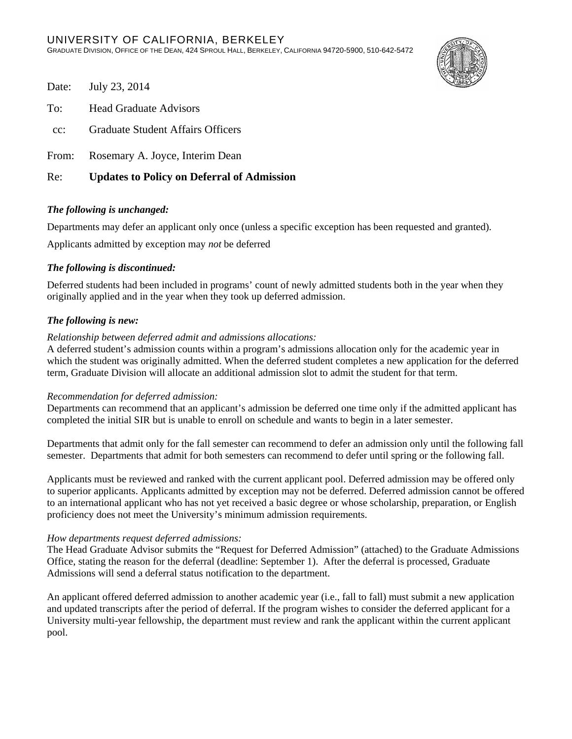UNIVERSITY OF CALIFORNIA, BERKELEY

GRADUATE DIVISION, OFFICE OF THE DEAN, 424 SPROUL HALL, BERKELEY, CALIFORNIA 94720-5900, 510-642-5472

Date: July 23, 2014

To: Head Graduate Advisors

cc: Graduate Student Affairs Officers

From: Rosemary A. Joyce, Interim Dean

Re: **Updates to Policy on Deferral of Admission**

***The following is unchanged:***

Departments may defer an applicant only once (unless a specific exception has been requested and granted).

Applicants admitted by exception may *not* be deferred

***The following is discontinued:***

Deferred students had been included in programs' count of newly admitted students both in the year when they originally applied and in the year when they took up deferred admission.

***The following is new:***

*Relationship between deferred admit and admissions allocations:*
A deferred student's admission counts within a program's admissions allocation only for the academic year in which the student was originally admitted. When the deferred student completes a new application for the deferred term, Graduate Division will allocate an additional admission slot to admit the student for that term.

*Recommendation for deferred admission:*
Departments can recommend that an applicant's admission be deferred one time only if the admitted applicant has completed the initial SIR but is unable to enroll on schedule and wants to begin in a later semester.

Departments that admit only for the fall semester can recommend to defer an admission only until the following fall semester. Departments that admit for both semesters can recommend to defer until spring or the following fall.

Applicants must be reviewed and ranked with the current applicant pool. Deferred admission may be offered only to superior applicants. Applicants admitted by exception may not be deferred. Deferred admission cannot be offered to an international applicant who has not yet received a basic degree or whose scholarship, preparation, or English proficiency does not meet the University's minimum admission requirements.

*How departments request deferred admissions:*
The Head Graduate Advisor submits the "Request for Deferred Admission" (attached) to the Graduate Admissions Office, stating the reason for the deferral (deadline: September 1). After the deferral is processed, Graduate Admissions will send a deferral status notification to the department.

An applicant offered deferred admission to another academic year (i.e., fall to fall) must submit a new application and updated transcripts after the period of deferral. If the program wishes to consider the deferred applicant for a University multi-year fellowship, the department must review and rank the applicant within the current applicant pool.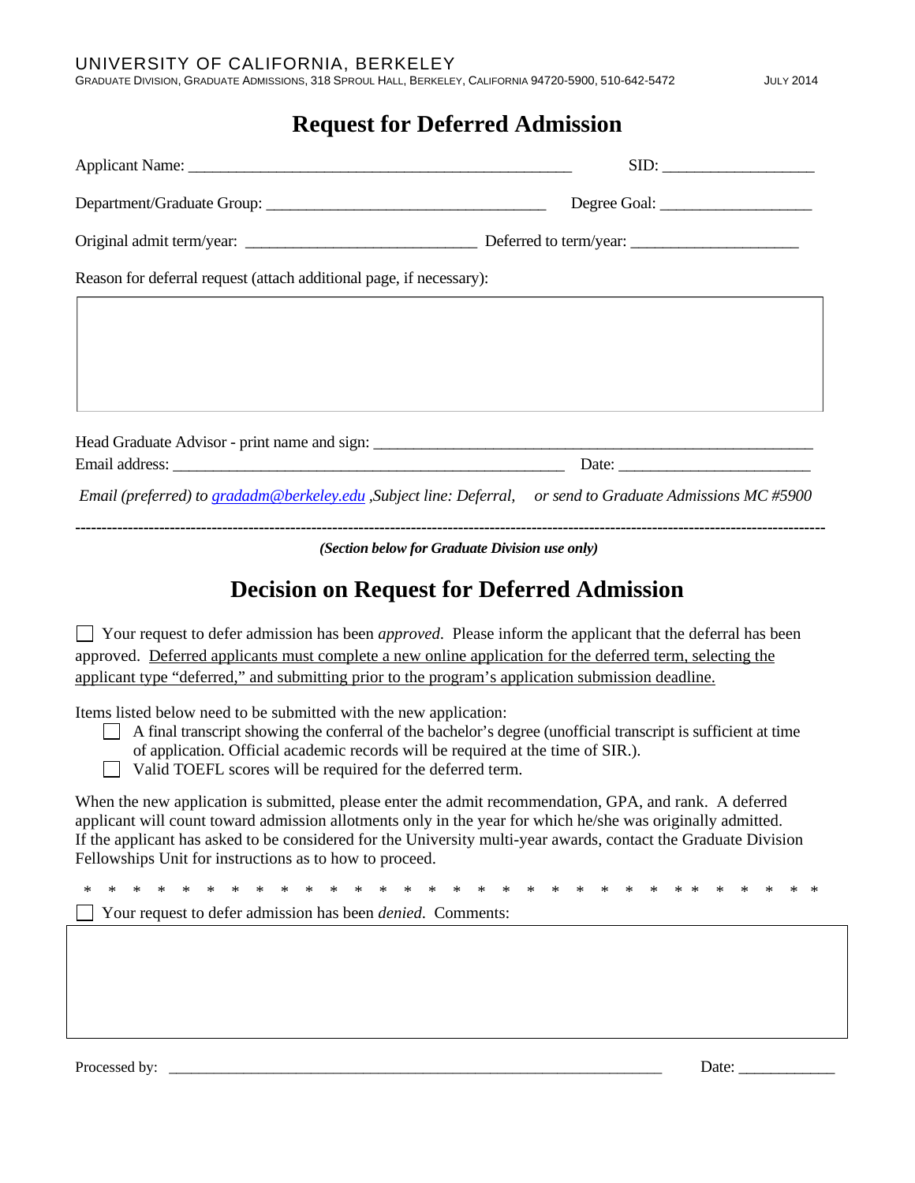UNIVERSITY OF CALIFORNIA, BERKELEY
GRADUATE DIVISION, GRADUATE ADMISSIONS, 318 SPROUL HALL, BERKELEY, CALIFORNIA 94720-5900, 510-642-5472 JULY 2014

# Request for Deferred Admission

Applicant Name: ______________________________________________ SID: __________________

Department/Graduate Group: _________________________________ Degree Goal: __________________

Original admit term/year: ____________________________ Deferred to term/year: ____________________

Reason for deferral request (attach additional page, if necessary):

| |
|---|
| |

Head Graduate Advisor - print name and sign: ____________________________________________________
Email address: _______________________________________________ Date: _______________________

*Email (preferred) to [gradadm@berkeley.edu](mailto:gradadm@berkeley.edu) ,Subject line: Deferral, or send to Graduate Admissions MC #5900*

---

***(Section below for Graduate Division use only)***

# Decision on Request for Deferred Admission

☐ Your request to defer admission has been *approved*. Please inform the applicant that the deferral has been approved. <u>Deferred applicants must complete a new online application for the deferred term, selecting the applicant type "deferred," and submitting prior to the program's application submission deadline.</u>

Items listed below need to be submitted with the new application:

- ☐ A final transcript showing the conferral of the bachelor's degree (unofficial transcript is sufficient at time of application. Official academic records will be required at the time of SIR.).
- ☐ Valid TOEFL scores will be required for the deferred term.

When the new application is submitted, please enter the admit recommendation, GPA, and rank. A deferred applicant will count toward admission allotments only in the year for which he/she was originally admitted. If the applicant has asked to be considered for the University multi-year awards, contact the Graduate Division Fellowships Unit for instructions as to how to proceed.

* * * * * * * * * * * * * * * * * * * * * * * * * * * * * * * *

☐ Your request to defer admission has been *denied*. Comments:

| |
|---|
| |

Processed by: _______________________________________________________________ Date: ____________